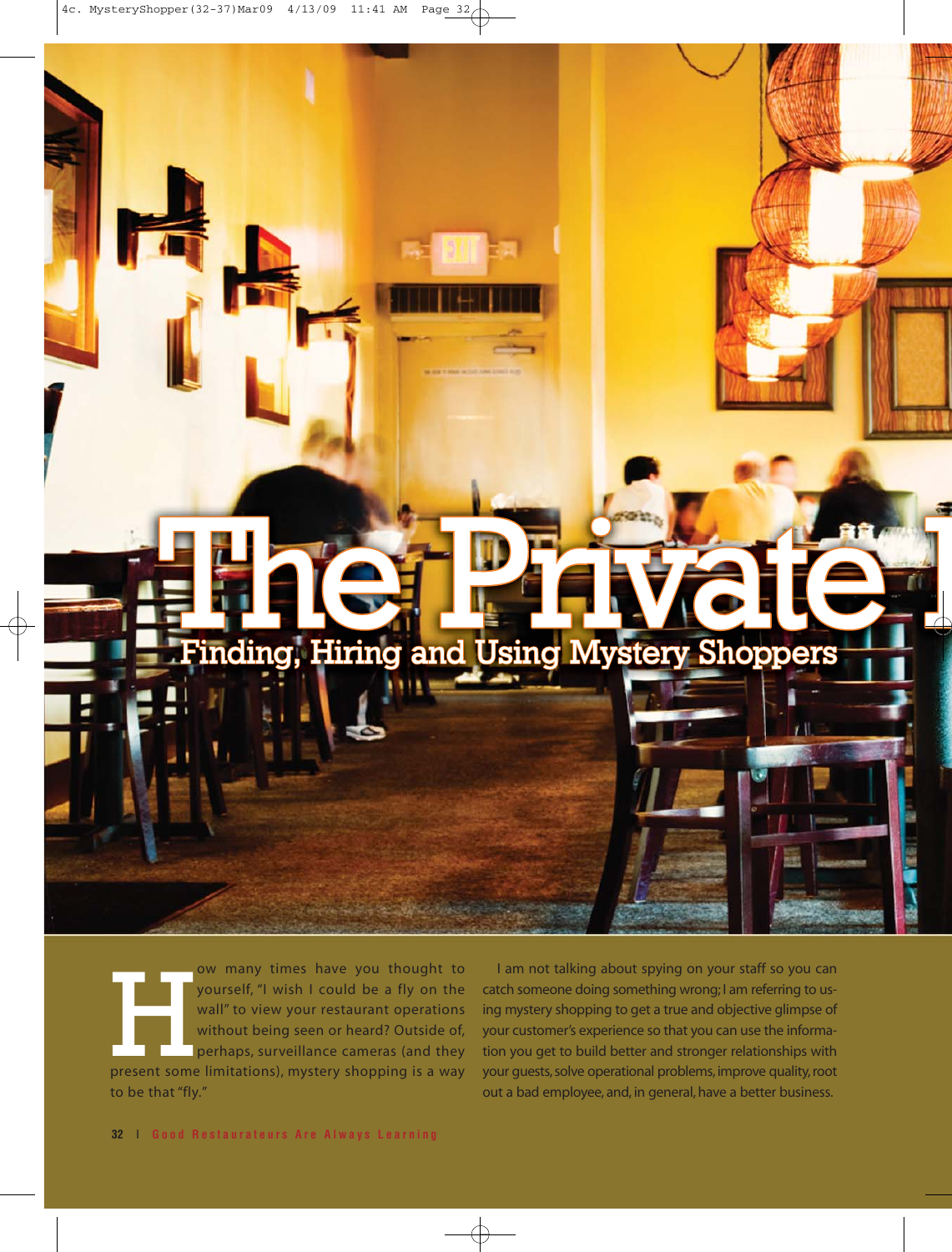# The Private I

## Finding, Hiring and Using Mystery Shoppers

How many times have you thought to yourself, "I wish I could be a fly on the wall" to view your restaurant operations without being seen or heard? Outside of, perhaps, surveillance cameras (and they present some limitations), mystery shopping is a way to be that "fly."

I am not talking about spying on your staff so you can catch someone doing something wrong; I am referring to using mystery shopping to get a true and objective glimpse of your customer's experience so that you can use the information you get to build better and stronger relationships with your guests, solve operational problems, improve quality, root out a bad employee, and, in general, have a better business.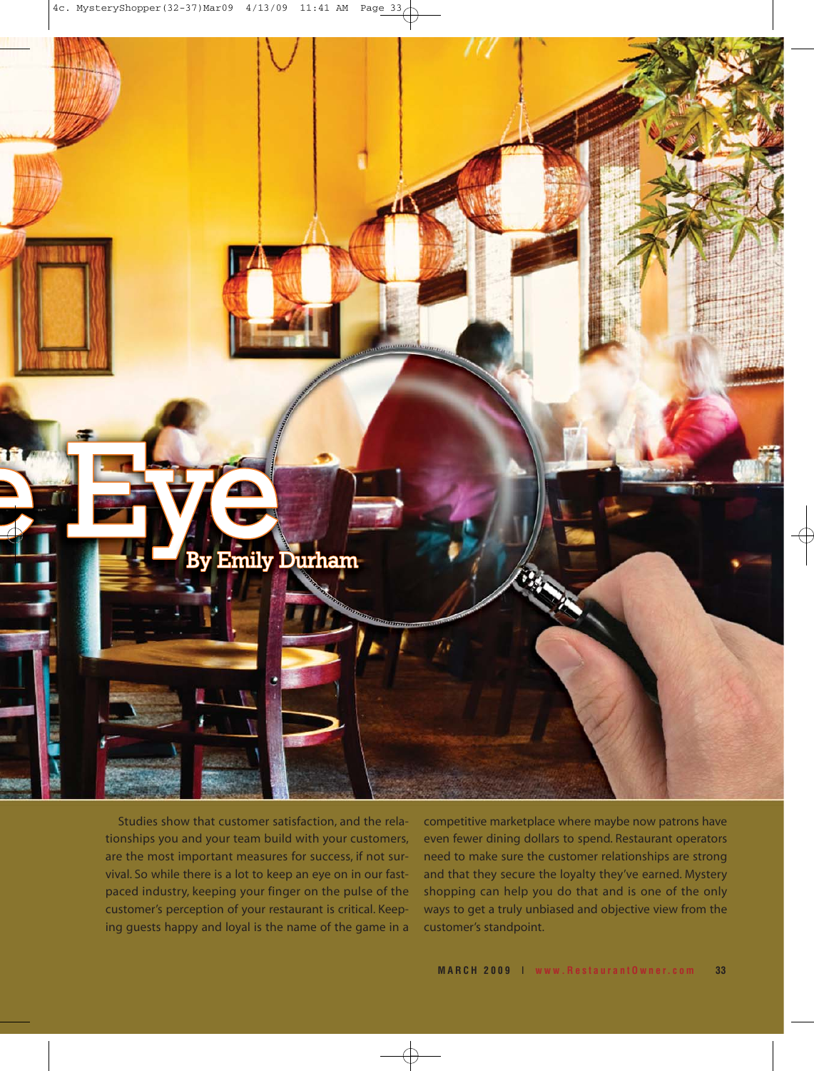# Eye

By Emily Durham

Studies show that customer satisfaction, and the relationships you and your team build with your customers, are the most important measures for success, if not survival. So while there is a lot to keep an eye on in our fast-paced industry, keeping your finger on the pulse of the customer's perception of your restaurant is critical. Keeping guests happy and loyal is the name of the game in a competitive marketplace where maybe now patrons have even fewer dining dollars to spend. Restaurant operators need to make sure the customer relationships are strong and that they secure the loyalty they've earned. Mystery shopping can help you do that and is one of the only ways to get a truly unbiased and objective view from the customer's standpoint.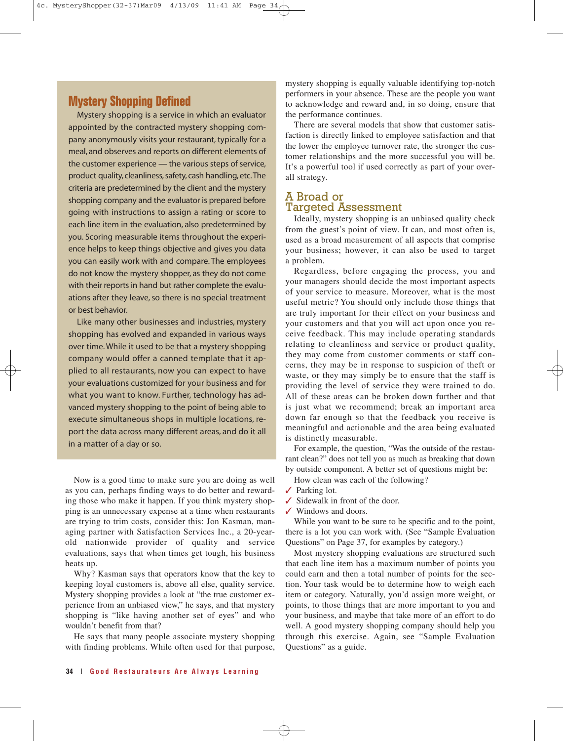## Mystery Shopping Defined

Mystery shopping is a service in which an evaluator appointed by the contracted mystery shopping company anonymously visits your restaurant, typically for a meal, and observes and reports on different elements of the customer experience — the various steps of service, product quality, cleanliness, safety, cash handling, etc. The criteria are predetermined by the client and the mystery shopping company and the evaluator is prepared before going with instructions to assign a rating or score to each line item in the evaluation, also predetermined by you. Scoring measurable items throughout the experience helps to keep things objective and gives you data you can easily work with and compare. The employees do not know the mystery shopper, as they do not come with their reports in hand but rather complete the evaluations after they leave, so there is no special treatment or best behavior.

Like many other businesses and industries, mystery shopping has evolved and expanded in various ways over time. While it used to be that a mystery shopping company would offer a canned template that it applied to all restaurants, now you can expect to have your evaluations customized for your business and for what you want to know. Further, technology has advanced mystery shopping to the point of being able to execute simultaneous shops in multiple locations, report the data across many different areas, and do it all in a matter of a day or so.

Now is a good time to make sure you are doing as well as you can, perhaps finding ways to do better and rewarding those who make it happen. If you think mystery shopping is an unnecessary expense at a time when restaurants are trying to trim costs, consider this: Jon Kasman, managing partner with Satisfaction Services Inc., a 20-year-old nationwide provider of quality and service evaluations, says that when times get tough, his business heats up.

Why? Kasman says that operators know that the key to keeping loyal customers is, above all else, quality service. Mystery shopping provides a look at "the true customer experience from an unbiased view," he says, and that mystery shopping is "like having another set of eyes" and who wouldn't benefit from that?

He says that many people associate mystery shopping with finding problems. While often used for that purpose, mystery shopping is equally valuable identifying top-notch performers in your absence. These are the people you want to acknowledge and reward and, in so doing, ensure that the performance continues.

There are several models that show that customer satisfaction is directly linked to employee satisfaction and that the lower the employee turnover rate, the stronger the customer relationships and the more successful you will be. It's a powerful tool if used correctly as part of your overall strategy.

## A Broad or Targeted Assessment

Ideally, mystery shopping is an unbiased quality check from the guest's point of view. It can, and most often is, used as a broad measurement of all aspects that comprise your business; however, it can also be used to target a problem.

Regardless, before engaging the process, you and your managers should decide the most important aspects of your service to measure. Moreover, what is the most useful metric? You should only include those things that are truly important for their effect on your business and your customers and that you will act upon once you receive feedback. This may include operating standards relating to cleanliness and service or product quality, they may come from customer comments or staff concerns, they may be in response to suspicion of theft or waste, or they may simply be to ensure that the staff is providing the level of service they were trained to do. All of these areas can be broken down further and that is just what we recommend; break an important area down far enough so that the feedback you receive is meaningful and actionable and the area being evaluated is distinctly measurable.

For example, the question, "Was the outside of the restaurant clean?" does not tell you as much as breaking that down by outside component. A better set of questions might be:

How clean was each of the following?

- ✓ Parking lot.
- ✓ Sidewalk in front of the door.
- ✓ Windows and doors.

While you want to be sure to be specific and to the point, there is a lot you can work with. (See "Sample Evaluation Questions" on Page 37, for examples by category.)

Most mystery shopping evaluations are structured such that each line item has a maximum number of points you could earn and then a total number of points for the section. Your task would be to determine how to weigh each item or category. Naturally, you'd assign more weight, or points, to those things that are more important to you and your business, and maybe that take more of an effort to do well. A good mystery shopping company should help you through this exercise. Again, see "Sample Evaluation Questions" as a guide.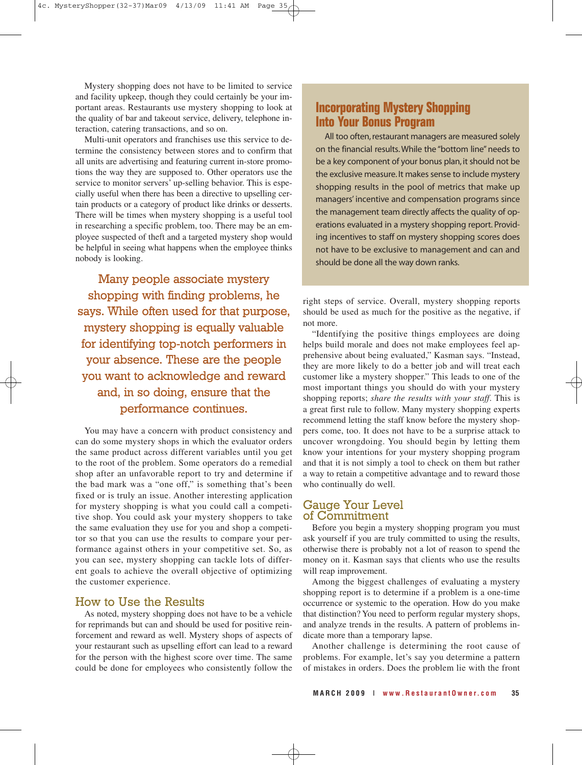Mystery shopping does not have to be limited to service and facility upkeep, though they could certainly be your important areas. Restaurants use mystery shopping to look at the quality of bar and takeout service, delivery, telephone interaction, catering transactions, and so on.

Multi-unit operators and franchises use this service to determine the consistency between stores and to confirm that all units are advertising and featuring current in-store promotions the way they are supposed to. Other operators use the service to monitor servers' up-selling behavior. This is especially useful when there has been a directive to upselling certain products or a category of product like drinks or desserts. There will be times when mystery shopping is a useful tool in researching a specific problem, too. There may be an employee suspected of theft and a targeted mystery shop would be helpful in seeing what happens when the employee thinks nobody is looking.

> Many people associate mystery shopping with finding problems, he says. While often used for that purpose, mystery shopping is equally valuable for identifying top-notch performers in your absence. These are the people you want to acknowledge and reward and, in so doing, ensure that the performance continues.

You may have a concern with product consistency and can do some mystery shops in which the evaluator orders the same product across different variables until you get to the root of the problem. Some operators do a remedial shop after an unfavorable report to try and determine if the bad mark was a "one off," is something that's been fixed or is truly an issue. Another interesting application for mystery shopping is what you could call a competitive shop. You could ask your mystery shoppers to take the same evaluation they use for you and shop a competitor so that you can use the results to compare your performance against others in your competitive set. So, as you can see, mystery shopping can tackle lots of different goals to achieve the overall objective of optimizing the customer experience.

## How to Use the Results

As noted, mystery shopping does not have to be a vehicle for reprimands but can and should be used for positive reinforcement and reward as well. Mystery shops of aspects of your restaurant such as upselling effort can lead to a reward for the person with the highest score over time. The same could be done for employees who consistently follow the right steps of service. Overall, mystery shopping reports should be used as much for the positive as the negative, if not more.

"Identifying the positive things employees are doing helps build morale and does not make employees feel apprehensive about being evaluated," Kasman says. "Instead, they are more likely to do a better job and will treat each customer like a mystery shopper." This leads to one of the most important things you should do with your mystery shopping reports; *share the results with your staff*. This is a great first rule to follow. Many mystery shopping experts recommend letting the staff know before the mystery shoppers come, too. It does not have to be a surprise attack to uncover wrongdoing. You should begin by letting them know your intentions for your mystery shopping program and that it is not simply a tool to check on them but rather a way to retain a competitive advantage and to reward those who continually do well.

## Incorporating Mystery Shopping Into Your Bonus Program

All too often, restaurant managers are measured solely on the financial results. While the "bottom line" needs to be a key component of your bonus plan, it should not be the exclusive measure. It makes sense to include mystery shopping results in the pool of metrics that make up managers' incentive and compensation programs since the management team directly affects the quality of operations evaluated in a mystery shopping report. Providing incentives to staff on mystery shopping scores does not have to be exclusive to management and can and should be done all the way down ranks.

## Gauge Your Level of Commitment

Before you begin a mystery shopping program you must ask yourself if you are truly committed to using the results, otherwise there is probably not a lot of reason to spend the money on it. Kasman says that clients who use the results will reap improvement.

Among the biggest challenges of evaluating a mystery shopping report is to determine if a problem is a one-time occurrence or systemic to the operation. How do you make that distinction? You need to perform regular mystery shops, and analyze trends in the results. A pattern of problems indicate more than a temporary lapse.

Another challenge is determining the root cause of problems. For example, let's say you determine a pattern of mistakes in orders. Does the problem lie with the front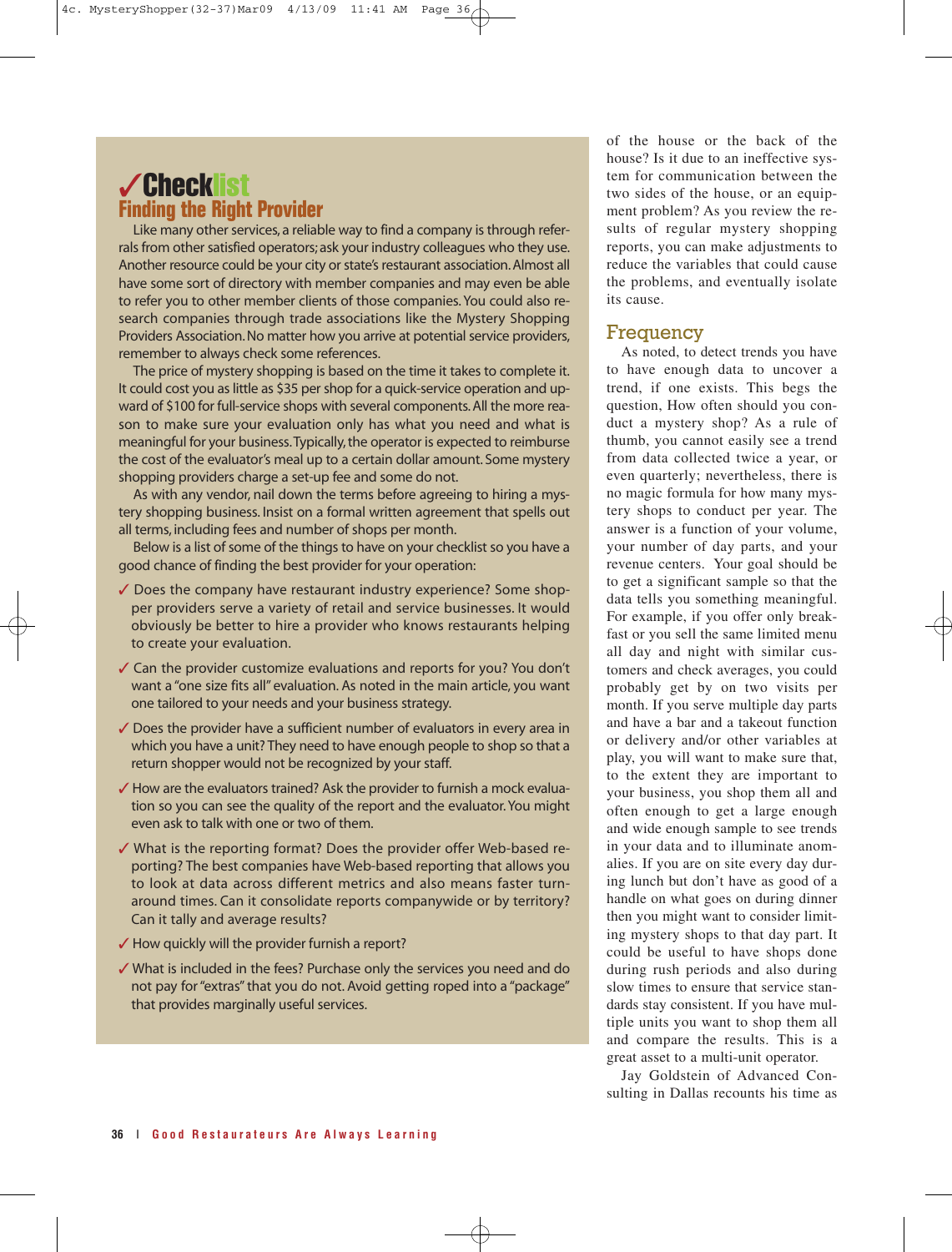## ✓Checklist

### Finding the Right Provider

Like many other services, a reliable way to find a company is through referrals from other satisfied operators; ask your industry colleagues who they use. Another resource could be your city or state's restaurant association. Almost all have some sort of directory with member companies and may even be able to refer you to other member clients of those companies. You could also research companies through trade associations like the Mystery Shopping Providers Association. No matter how you arrive at potential service providers, remember to always check some references.

The price of mystery shopping is based on the time it takes to complete it. It could cost you as little as $35 per shop for a quick-service operation and upward of $100 for full-service shops with several components. All the more reason to make sure your evaluation only has what you need and what is meaningful for your business. Typically, the operator is expected to reimburse the cost of the evaluator's meal up to a certain dollar amount. Some mystery shopping providers charge a set-up fee and some do not.

As with any vendor, nail down the terms before agreeing to hiring a mystery shopping business. Insist on a formal written agreement that spells out all terms, including fees and number of shops per month.

Below is a list of some of the things to have on your checklist so you have a good chance of finding the best provider for your operation:

- ✓ Does the company have restaurant industry experience? Some shopper providers serve a variety of retail and service businesses. It would obviously be better to hire a provider who knows restaurants helping to create your evaluation.
- ✓ Can the provider customize evaluations and reports for you? You don't want a "one size fits all" evaluation. As noted in the main article, you want one tailored to your needs and your business strategy.
- ✓ Does the provider have a sufficient number of evaluators in every area in which you have a unit? They need to have enough people to shop so that a return shopper would not be recognized by your staff.
- ✓ How are the evaluators trained? Ask the provider to furnish a mock evaluation so you can see the quality of the report and the evaluator. You might even ask to talk with one or two of them.
- ✓ What is the reporting format? Does the provider offer Web-based reporting? The best companies have Web-based reporting that allows you to look at data across different metrics and also means faster turnaround times. Can it consolidate reports companywide or by territory? Can it tally and average results?
- ✓ How quickly will the provider furnish a report?
- ✓ What is included in the fees? Purchase only the services you need and do not pay for "extras" that you do not. Avoid getting roped into a "package" that provides marginally useful services.

of the house or the back of the house? Is it due to an ineffective system for communication between the two sides of the house, or an equipment problem? As you review the results of regular mystery shopping reports, you can make adjustments to reduce the variables that could cause the problems, and eventually isolate its cause.

## Frequency

As noted, to detect trends you have to have enough data to uncover a trend, if one exists. This begs the question, How often should you conduct a mystery shop? As a rule of thumb, you cannot easily see a trend from data collected twice a year, or even quarterly; nevertheless, there is no magic formula for how many mystery shops to conduct per year. The answer is a function of your volume, your number of day parts, and your revenue centers. Your goal should be to get a significant sample so that the data tells you something meaningful. For example, if you offer only breakfast or you sell the same limited menu all day and night with similar customers and check averages, you could probably get by on two visits per month. If you serve multiple day parts and have a bar and a takeout function or delivery and/or other variables at play, you will want to make sure that, to the extent they are important to your business, you shop them all and often enough to get a large enough and wide enough sample to see trends in your data and to illuminate anomalies. If you are on site every day during lunch but don't have as good of a handle on what goes on during dinner then you might want to consider limiting mystery shops to that day part. It could be useful to have shops done during rush periods and also during slow times to ensure that service standards stay consistent. If you have multiple units you want to shop them all and compare the results. This is a great asset to a multi-unit operator.

Jay Goldstein of Advanced Consulting in Dallas recounts his time as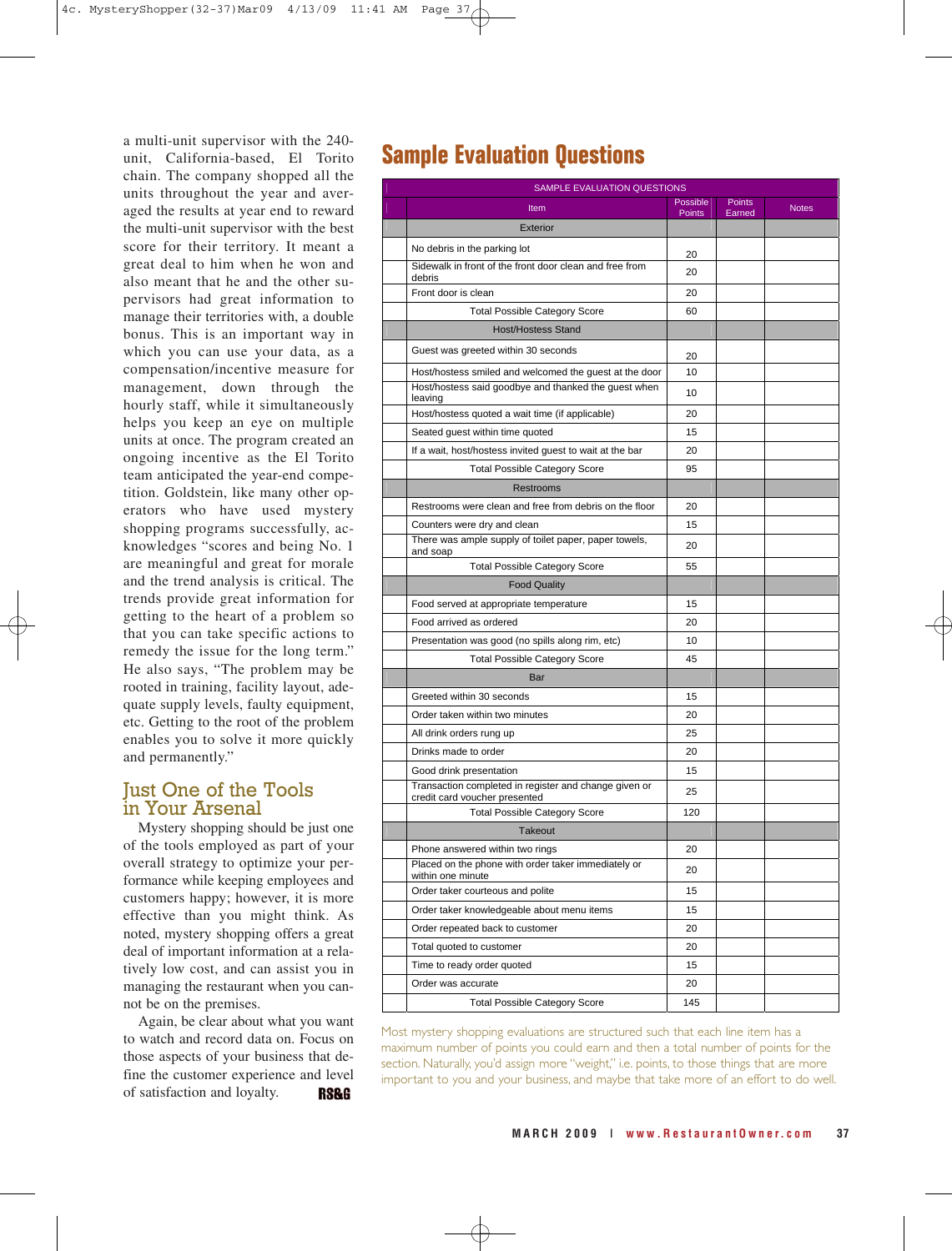a multi-unit supervisor with the 240-unit, California-based, El Torito chain. The company shopped all the units throughout the year and averaged the results at year end to reward the multi-unit supervisor with the best score for their territory. It meant a great deal to him when he won and also meant that he and the other supervisors had great information to manage their territories with, a double bonus. This is an important way in which you can use your data, as a compensation/incentive measure for management, down through the hourly staff, while it simultaneously helps you keep an eye on multiple units at once. The program created an ongoing incentive as the El Torito team anticipated the year-end competition. Goldstein, like many other operators who have used mystery shopping programs successfully, acknowledges "scores and being No. 1 are meaningful and great for morale and the trend analysis is critical. The trends provide great information for getting to the heart of a problem so that you can take specific actions to remedy the issue for the long term." He also says, "The problem may be rooted in training, facility layout, adequate supply levels, faulty equipment, etc. Getting to the root of the problem enables you to solve it more quickly and permanently."

## Just One of the Tools in Your Arsenal

Mystery shopping should be just one of the tools employed as part of your overall strategy to optimize your performance while keeping employees and customers happy; however, it is more effective than you might think. As noted, mystery shopping offers a great deal of important information at a relatively low cost, and can assist you in managing the restaurant when you cannot be on the premises.

Again, be clear about what you want to watch and record data on. Focus on those aspects of your business that define the customer experience and level of satisfaction and loyalty. **RS&G**

# Sample Evaluation Questions

SAMPLE EVALUATION QUESTIONS

| | Item | Possible Points | Points Earned | Notes |
|---|---|---|---|---|
| | **Exterior** | | | |
| | No debris in the parking lot | 20 | | |
| | Sidewalk in front of the front door clean and free from debris | 20 | | |
| | Front door is clean | 20 | | |
| | Total Possible Category Score | 60 | | |
| | **Host/Hostess Stand** | | | |
| | Guest was greeted within 30 seconds | 20 | | |
| | Host/hostess smiled and welcomed the guest at the door | 10 | | |
| | Host/hostess said goodbye and thanked the guest when leaving | 10 | | |
| | Host/hostess quoted a wait time (if applicable) | 20 | | |
| | Seated guest within time quoted | 15 | | |
| | If a wait, host/hostess invited guest to wait at the bar | 20 | | |
| | Total Possible Category Score | 95 | | |
| | **Restrooms** | | | |
| | Restrooms were clean and free from debris on the floor | 20 | | |
| | Counters were dry and clean | 15 | | |
| | There was ample supply of toilet paper, paper towels, and soap | 20 | | |
| | Total Possible Category Score | 55 | | |
| | **Food Quality** | | | |
| | Food served at appropriate temperature | 15 | | |
| | Food arrived as ordered | 20 | | |
| | Presentation was good (no spills along rim, etc) | 10 | | |
| | Total Possible Category Score | 45 | | |
| | **Bar** | | | |
| | Greeted within 30 seconds | 15 | | |
| | Order taken within two minutes | 20 | | |
| | All drink orders rung up | 25 | | |
| | Drinks made to order | 20 | | |
| | Good drink presentation | 15 | | |
| | Transaction completed in register and change given or credit card voucher presented | 25 | | |
| | Total Possible Category Score | 120 | | |
| | **Takeout** | | | |
| | Phone answered within two rings | 20 | | |
| | Placed on the phone with order taker immediately or within one minute | 20 | | |
| | Order taker courteous and polite | 15 | | |
| | Order taker knowledgeable about menu items | 15 | | |
| | Order repeated back to customer | 20 | | |
| | Total quoted to customer | 20 | | |
| | Time to ready order quoted | 15 | | |
| | Order was accurate | 20 | | |
| | Total Possible Category Score | 145 | | |

Most mystery shopping evaluations are structured such that each line item has a maximum number of points you could earn and then a total number of points for the section. Naturally, you'd assign more "weight," i.e. points, to those things that are more important to you and your business, and maybe that take more of an effort to do well.